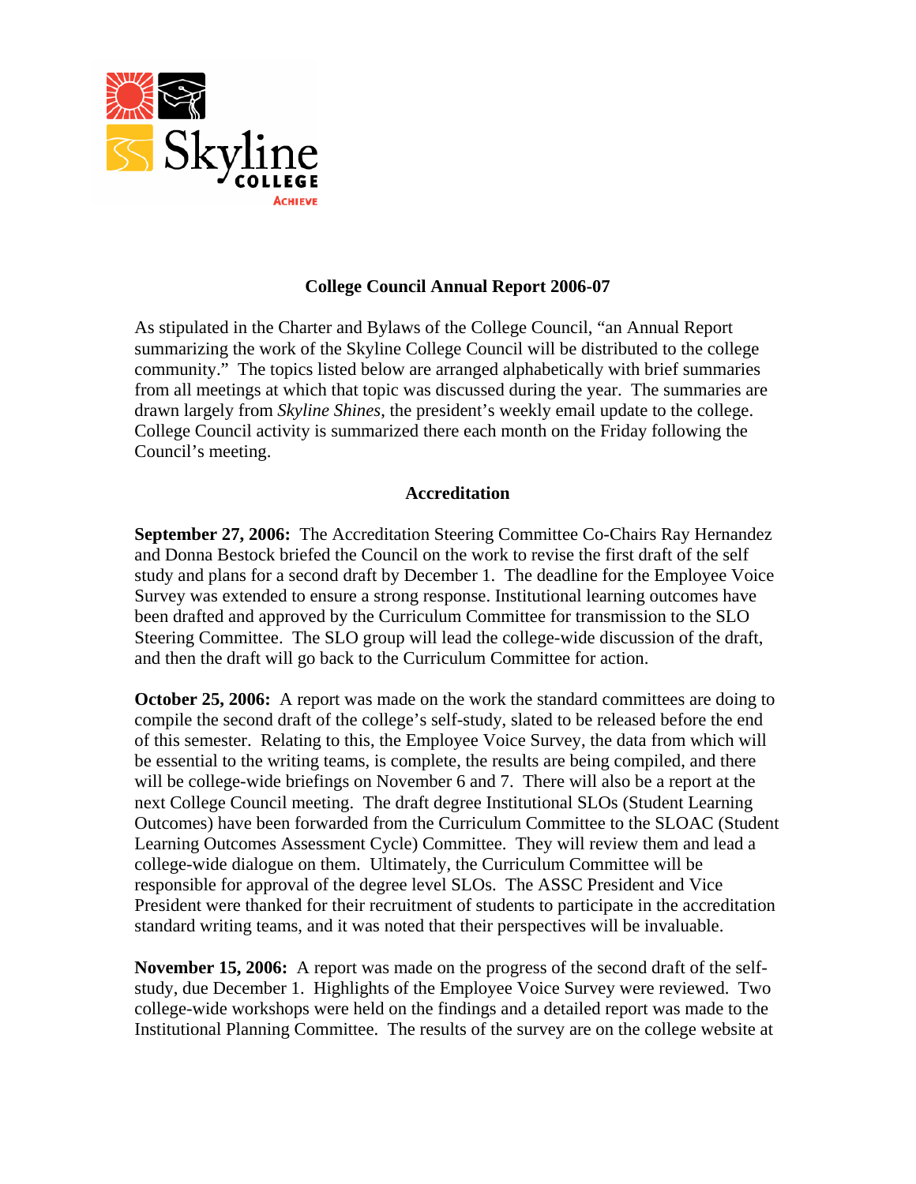# College Council Annual Report 2006-07

As stipulated in the Charter and Bylaws of the College Council, "an Annual Report summarizing the work of the Skyline College Council will be distributed to the college community." The topics listed below are arranged alphabetically with brief summaries from all meetings at which that topic was discussed during the year. The summaries are drawn largely from *Skyline Shines*, the president's weekly email update to the college. College Council activity is summarized there each month on the Friday following the Council's meeting.

## Accreditation

**September 27, 2006:** The Accreditation Steering Committee Co-Chairs Ray Hernandez and Donna Bestock briefed the Council on the work to revise the first draft of the self study and plans for a second draft by December 1. The deadline for the Employee Voice Survey was extended to ensure a strong response. Institutional learning outcomes have been drafted and approved by the Curriculum Committee for transmission to the SLO Steering Committee. The SLO group will lead the college-wide discussion of the draft, and then the draft will go back to the Curriculum Committee for action.

**October 25, 2006:** A report was made on the work the standard committees are doing to compile the second draft of the college's self-study, slated to be released before the end of this semester. Relating to this, the Employee Voice Survey, the data from which will be essential to the writing teams, is complete, the results are being compiled, and there will be college-wide briefings on November 6 and 7. There will also be a report at the next College Council meeting. The draft degree Institutional SLOs (Student Learning Outcomes) have been forwarded from the Curriculum Committee to the SLOAC (Student Learning Outcomes Assessment Cycle) Committee. They will review them and lead a college-wide dialogue on them. Ultimately, the Curriculum Committee will be responsible for approval of the degree level SLOs. The ASSC President and Vice President were thanked for their recruitment of students to participate in the accreditation standard writing teams, and it was noted that their perspectives will be invaluable.

**November 15, 2006:** A report was made on the progress of the second draft of the self-study, due December 1. Highlights of the Employee Voice Survey were reviewed. Two college-wide workshops were held on the findings and a detailed report was made to the Institutional Planning Committee. The results of the survey are on the college website at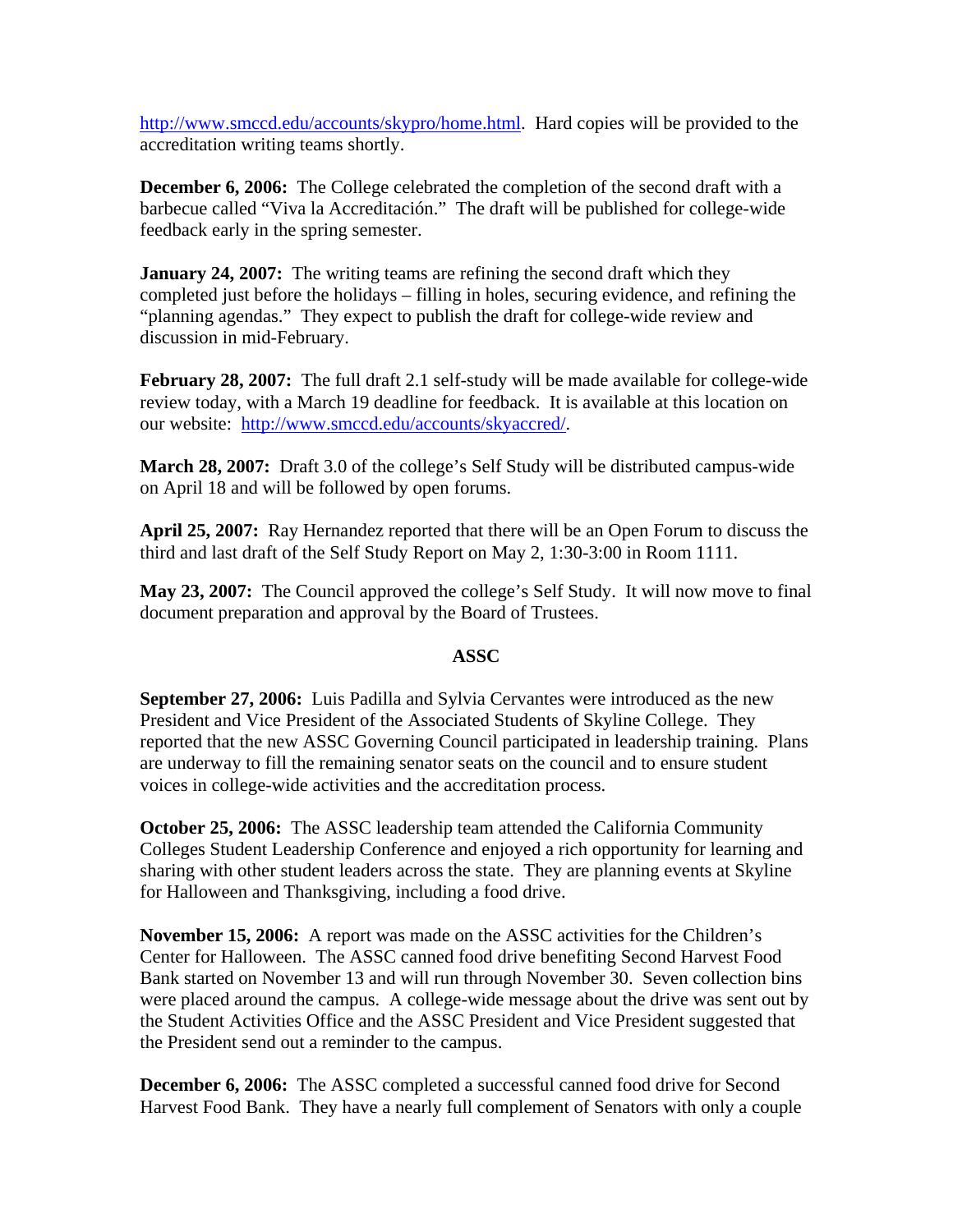http://www.smccd.edu/accounts/skypro/home.html. Hard copies will be provided to the accreditation writing teams shortly.

**December 6, 2006:** The College celebrated the completion of the second draft with a barbecue called "Viva la Accreditación." The draft will be published for college-wide feedback early in the spring semester.

**January 24, 2007:** The writing teams are refining the second draft which they completed just before the holidays – filling in holes, securing evidence, and refining the "planning agendas." They expect to publish the draft for college-wide review and discussion in mid-February.

**February 28, 2007:** The full draft 2.1 self-study will be made available for college-wide review today, with a March 19 deadline for feedback. It is available at this location on our website: http://www.smccd.edu/accounts/skyaccred/.

**March 28, 2007:** Draft 3.0 of the college's Self Study will be distributed campus-wide on April 18 and will be followed by open forums.

**April 25, 2007:** Ray Hernandez reported that there will be an Open Forum to discuss the third and last draft of the Self Study Report on May 2, 1:30-3:00 in Room 1111.

**May 23, 2007:** The Council approved the college's Self Study. It will now move to final document preparation and approval by the Board of Trustees.

## ASSC

**September 27, 2006:** Luis Padilla and Sylvia Cervantes were introduced as the new President and Vice President of the Associated Students of Skyline College. They reported that the new ASSC Governing Council participated in leadership training. Plans are underway to fill the remaining senator seats on the council and to ensure student voices in college-wide activities and the accreditation process.

**October 25, 2006:** The ASSC leadership team attended the California Community Colleges Student Leadership Conference and enjoyed a rich opportunity for learning and sharing with other student leaders across the state. They are planning events at Skyline for Halloween and Thanksgiving, including a food drive.

**November 15, 2006:** A report was made on the ASSC activities for the Children's Center for Halloween. The ASSC canned food drive benefiting Second Harvest Food Bank started on November 13 and will run through November 30. Seven collection bins were placed around the campus. A college-wide message about the drive was sent out by the Student Activities Office and the ASSC President and Vice President suggested that the President send out a reminder to the campus.

**December 6, 2006:** The ASSC completed a successful canned food drive for Second Harvest Food Bank. They have a nearly full complement of Senators with only a couple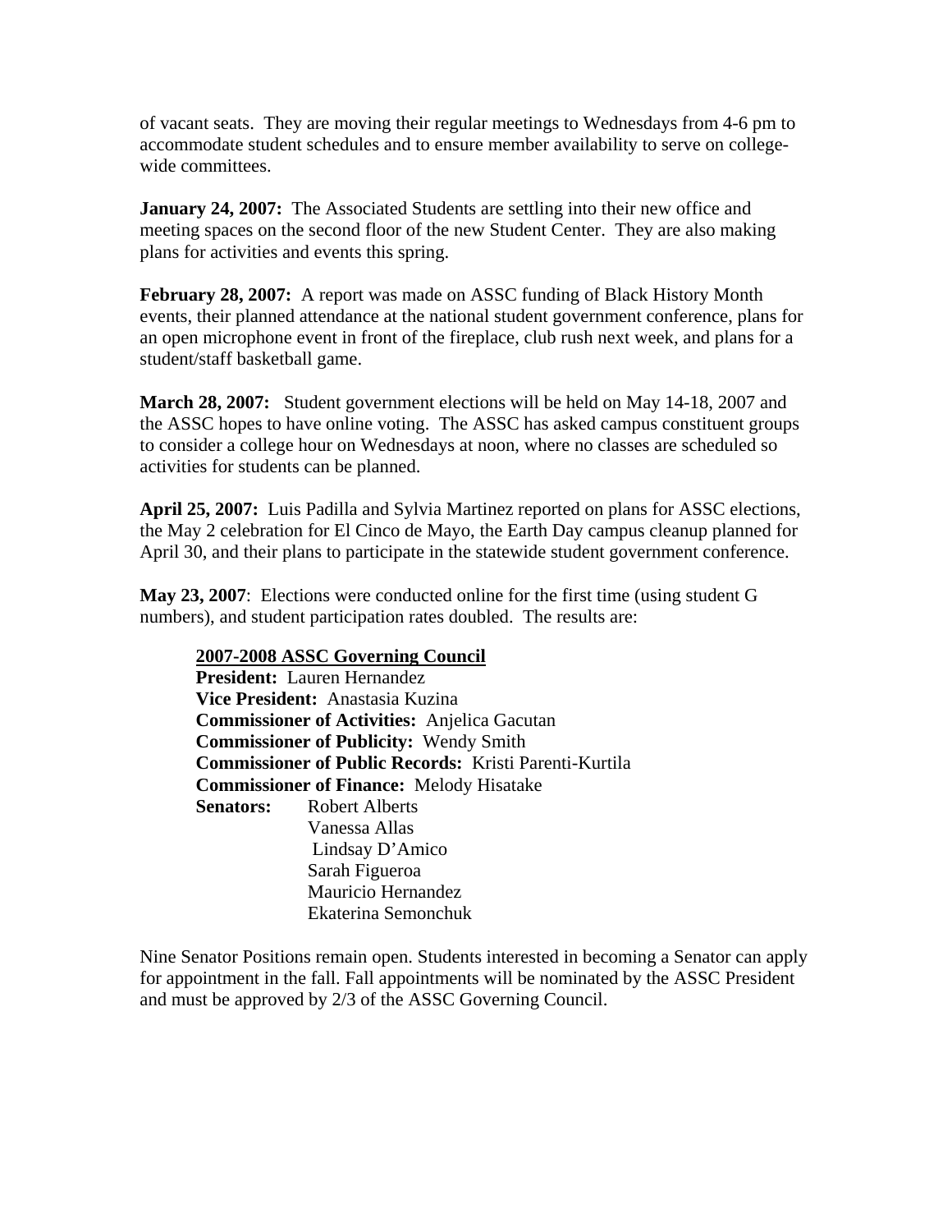of vacant seats. They are moving their regular meetings to Wednesdays from 4-6 pm to accommodate student schedules and to ensure member availability to serve on college-wide committees.

**January 24, 2007:** The Associated Students are settling into their new office and meeting spaces on the second floor of the new Student Center. They are also making plans for activities and events this spring.

**February 28, 2007:** A report was made on ASSC funding of Black History Month events, their planned attendance at the national student government conference, plans for an open microphone event in front of the fireplace, club rush next week, and plans for a student/staff basketball game.

**March 28, 2007:** Student government elections will be held on May 14-18, 2007 and the ASSC hopes to have online voting. The ASSC has asked campus constituent groups to consider a college hour on Wednesdays at noon, where no classes are scheduled so activities for students can be planned.

**April 25, 2007:** Luis Padilla and Sylvia Martinez reported on plans for ASSC elections, the May 2 celebration for El Cinco de Mayo, the Earth Day campus cleanup planned for April 30, and their plans to participate in the statewide student government conference.

**May 23, 2007**: Elections were conducted online for the first time (using student G numbers), and student participation rates doubled. The results are:

> **<u>2007-2008 ASSC Governing Council</u>**
> **President:** Lauren Hernandez
> **Vice President:** Anastasia Kuzina
> **Commissioner of Activities:** Anjelica Gacutan
> **Commissioner of Publicity:** Wendy Smith
> **Commissioner of Public Records:** Kristi Parenti-Kurtila
> **Commissioner of Finance:** Melody Hisatake
> **Senators:** Robert Alberts
> Vanessa Allas
> Lindsay D'Amico
> Sarah Figueroa
> Mauricio Hernandez
> Ekaterina Semonchuk

Nine Senator Positions remain open. Students interested in becoming a Senator can apply for appointment in the fall. Fall appointments will be nominated by the ASSC President and must be approved by 2/3 of the ASSC Governing Council.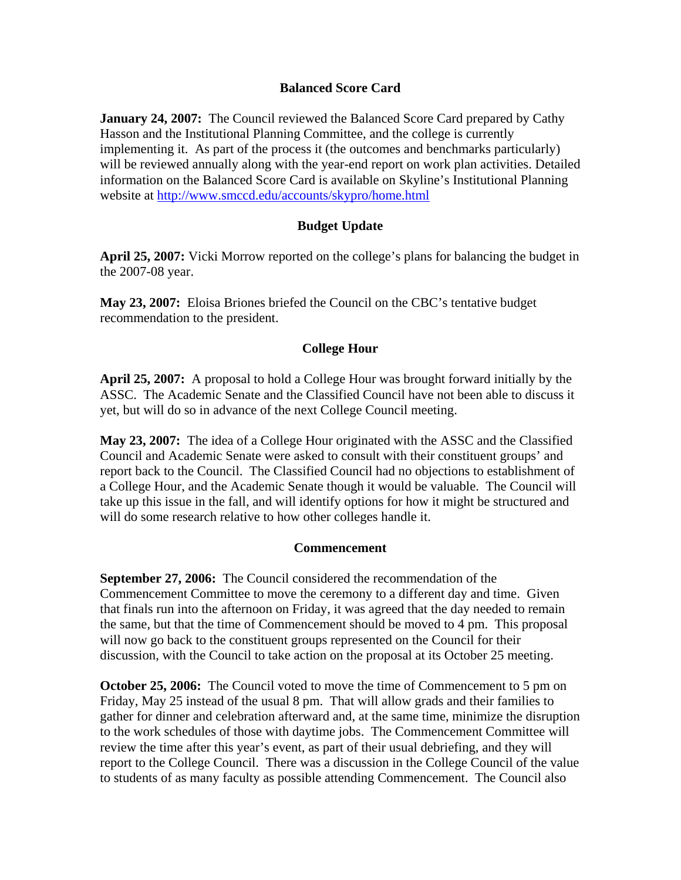## Balanced Score Card

**January 24, 2007:** The Council reviewed the Balanced Score Card prepared by Cathy Hasson and the Institutional Planning Committee, and the college is currently implementing it. As part of the process it (the outcomes and benchmarks particularly) will be reviewed annually along with the year-end report on work plan activities. Detailed information on the Balanced Score Card is available on Skyline's Institutional Planning website at http://www.smccd.edu/accounts/skypro/home.html

## Budget Update

**April 25, 2007:** Vicki Morrow reported on the college's plans for balancing the budget in the 2007-08 year.

**May 23, 2007:** Eloisa Briones briefed the Council on the CBC's tentative budget recommendation to the president.

## College Hour

**April 25, 2007:** A proposal to hold a College Hour was brought forward initially by the ASSC. The Academic Senate and the Classified Council have not been able to discuss it yet, but will do so in advance of the next College Council meeting.

**May 23, 2007:** The idea of a College Hour originated with the ASSC and the Classified Council and Academic Senate were asked to consult with their constituent groups' and report back to the Council. The Classified Council had no objections to establishment of a College Hour, and the Academic Senate though it would be valuable. The Council will take up this issue in the fall, and will identify options for how it might be structured and will do some research relative to how other colleges handle it.

## Commencement

**September 27, 2006:** The Council considered the recommendation of the Commencement Committee to move the ceremony to a different day and time. Given that finals run into the afternoon on Friday, it was agreed that the day needed to remain the same, but that the time of Commencement should be moved to 4 pm. This proposal will now go back to the constituent groups represented on the Council for their discussion, with the Council to take action on the proposal at its October 25 meeting.

**October 25, 2006:** The Council voted to move the time of Commencement to 5 pm on Friday, May 25 instead of the usual 8 pm. That will allow grads and their families to gather for dinner and celebration afterward and, at the same time, minimize the disruption to the work schedules of those with daytime jobs. The Commencement Committee will review the time after this year's event, as part of their usual debriefing, and they will report to the College Council. There was a discussion in the College Council of the value to students of as many faculty as possible attending Commencement. The Council also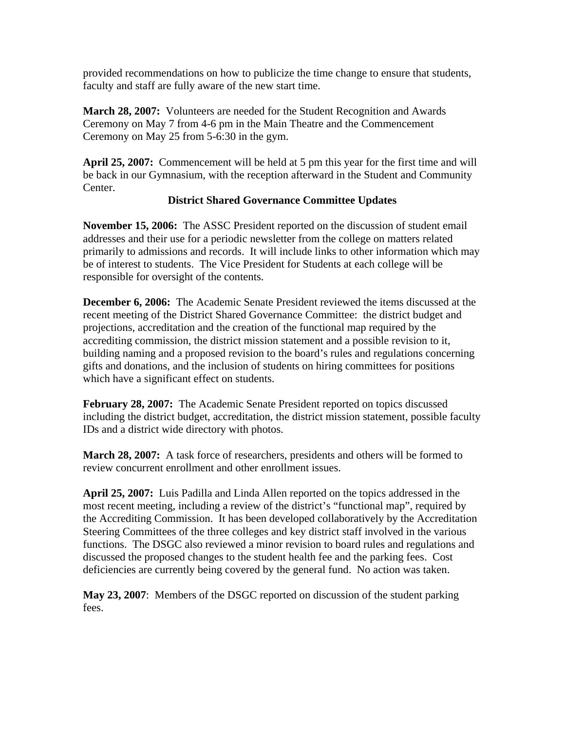provided recommendations on how to publicize the time change to ensure that students, faculty and staff are fully aware of the new start time.

**March 28, 2007:** Volunteers are needed for the Student Recognition and Awards Ceremony on May 7 from 4-6 pm in the Main Theatre and the Commencement Ceremony on May 25 from 5-6:30 in the gym.

**April 25, 2007:** Commencement will be held at 5 pm this year for the first time and will be back in our Gymnasium, with the reception afterward in the Student and Community Center.

### District Shared Governance Committee Updates

**November 15, 2006:** The ASSC President reported on the discussion of student email addresses and their use for a periodic newsletter from the college on matters related primarily to admissions and records. It will include links to other information which may be of interest to students. The Vice President for Students at each college will be responsible for oversight of the contents.

**December 6, 2006:** The Academic Senate President reviewed the items discussed at the recent meeting of the District Shared Governance Committee: the district budget and projections, accreditation and the creation of the functional map required by the accrediting commission, the district mission statement and a possible revision to it, building naming and a proposed revision to the board's rules and regulations concerning gifts and donations, and the inclusion of students on hiring committees for positions which have a significant effect on students.

**February 28, 2007:** The Academic Senate President reported on topics discussed including the district budget, accreditation, the district mission statement, possible faculty IDs and a district wide directory with photos.

**March 28, 2007:** A task force of researchers, presidents and others will be formed to review concurrent enrollment and other enrollment issues.

**April 25, 2007:** Luis Padilla and Linda Allen reported on the topics addressed in the most recent meeting, including a review of the district's "functional map", required by the Accrediting Commission. It has been developed collaboratively by the Accreditation Steering Committees of the three colleges and key district staff involved in the various functions. The DSGC also reviewed a minor revision to board rules and regulations and discussed the proposed changes to the student health fee and the parking fees. Cost deficiencies are currently being covered by the general fund. No action was taken.

**May 23, 2007**: Members of the DSGC reported on discussion of the student parking fees.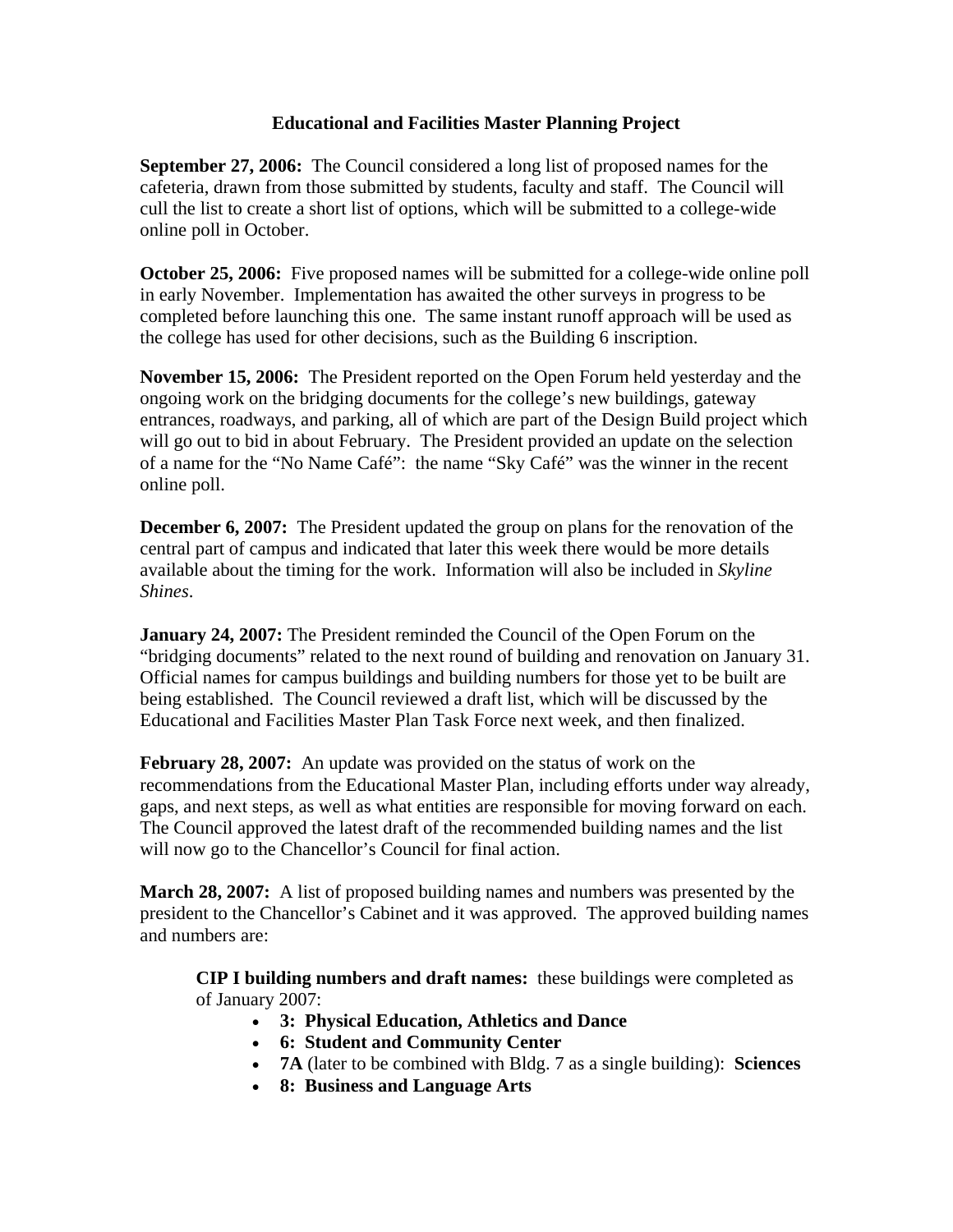**Educational and Facilities Master Planning Project**

**September 27, 2006:** The Council considered a long list of proposed names for the cafeteria, drawn from those submitted by students, faculty and staff. The Council will cull the list to create a short list of options, which will be submitted to a college-wide online poll in October.

**October 25, 2006:** Five proposed names will be submitted for a college-wide online poll in early November. Implementation has awaited the other surveys in progress to be completed before launching this one. The same instant runoff approach will be used as the college has used for other decisions, such as the Building 6 inscription.

**November 15, 2006:** The President reported on the Open Forum held yesterday and the ongoing work on the bridging documents for the college's new buildings, gateway entrances, roadways, and parking, all of which are part of the Design Build project which will go out to bid in about February. The President provided an update on the selection of a name for the "No Name Café": the name "Sky Café" was the winner in the recent online poll.

**December 6, 2007:** The President updated the group on plans for the renovation of the central part of campus and indicated that later this week there would be more details available about the timing for the work. Information will also be included in *Skyline Shines*.

**January 24, 2007:** The President reminded the Council of the Open Forum on the "bridging documents" related to the next round of building and renovation on January 31. Official names for campus buildings and building numbers for those yet to be built are being established. The Council reviewed a draft list, which will be discussed by the Educational and Facilities Master Plan Task Force next week, and then finalized.

**February 28, 2007:** An update was provided on the status of work on the recommendations from the Educational Master Plan, including efforts under way already, gaps, and next steps, as well as what entities are responsible for moving forward on each. The Council approved the latest draft of the recommended building names and the list will now go to the Chancellor's Council for final action.

**March 28, 2007:** A list of proposed building names and numbers was presented by the president to the Chancellor's Cabinet and it was approved. The approved building names and numbers are:

**CIP I building numbers and draft names:** these buildings were completed as of January 2007:

- **3: Physical Education, Athletics and Dance**
- **6: Student and Community Center**
- **7A** (later to be combined with Bldg. 7 as a single building): **Sciences**
- **8: Business and Language Arts**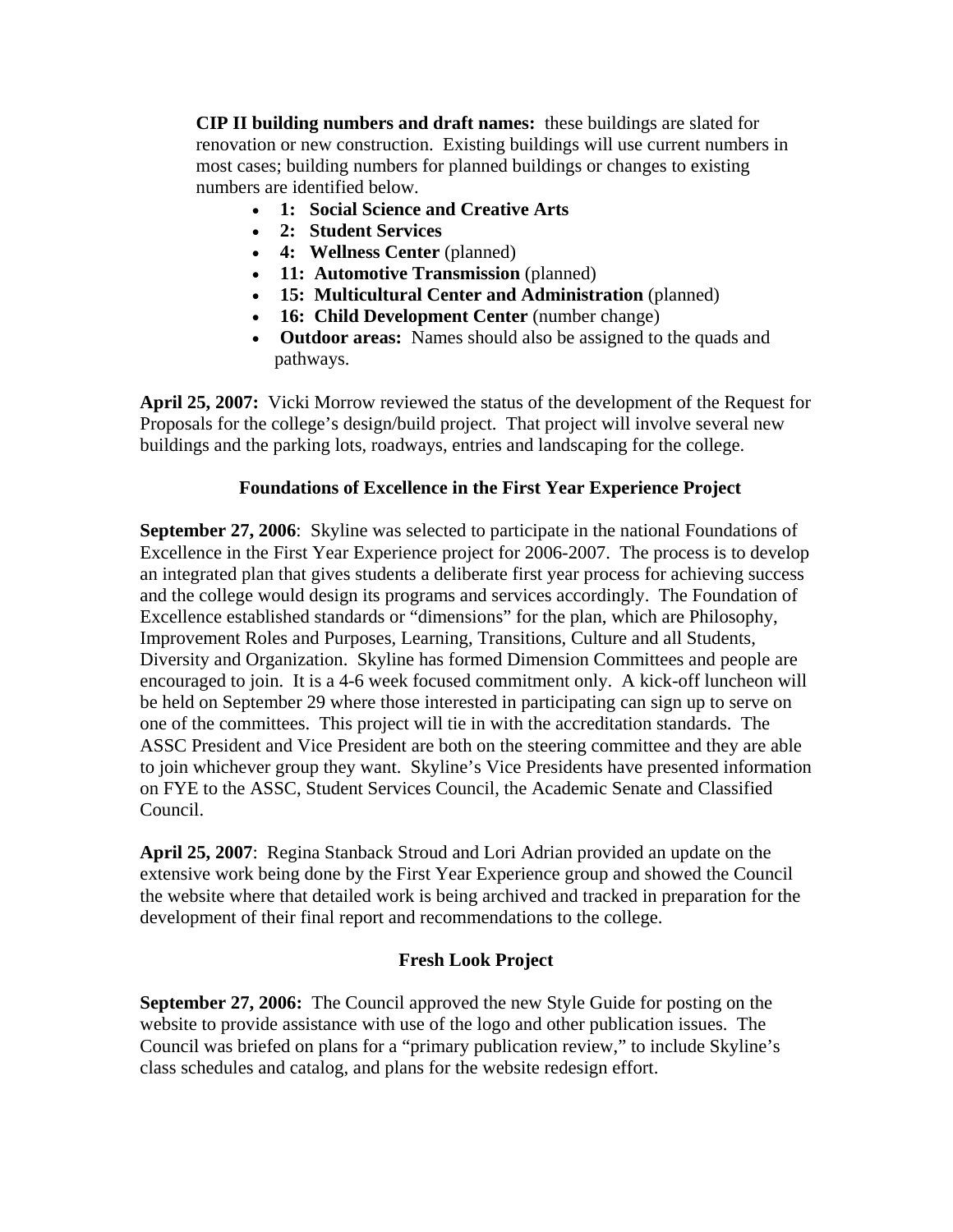**CIP II building numbers and draft names:** these buildings are slated for renovation or new construction. Existing buildings will use current numbers in most cases; building numbers for planned buildings or changes to existing numbers are identified below.

- **1: Social Science and Creative Arts**
- **2: Student Services**
- **4: Wellness Center** (planned)
- **11: Automotive Transmission** (planned)
- **15: Multicultural Center and Administration** (planned)
- **16: Child Development Center** (number change)
- **Outdoor areas:** Names should also be assigned to the quads and pathways.

**April 25, 2007:** Vicki Morrow reviewed the status of the development of the Request for Proposals for the college's design/build project. That project will involve several new buildings and the parking lots, roadways, entries and landscaping for the college.

### Foundations of Excellence in the First Year Experience Project

**September 27, 2006**: Skyline was selected to participate in the national Foundations of Excellence in the First Year Experience project for 2006-2007. The process is to develop an integrated plan that gives students a deliberate first year process for achieving success and the college would design its programs and services accordingly. The Foundation of Excellence established standards or "dimensions" for the plan, which are Philosophy, Improvement Roles and Purposes, Learning, Transitions, Culture and all Students, Diversity and Organization. Skyline has formed Dimension Committees and people are encouraged to join. It is a 4-6 week focused commitment only. A kick-off luncheon will be held on September 29 where those interested in participating can sign up to serve on one of the committees. This project will tie in with the accreditation standards. The ASSC President and Vice President are both on the steering committee and they are able to join whichever group they want. Skyline's Vice Presidents have presented information on FYE to the ASSC, Student Services Council, the Academic Senate and Classified Council.

**April 25, 2007**: Regina Stanback Stroud and Lori Adrian provided an update on the extensive work being done by the First Year Experience group and showed the Council the website where that detailed work is being archived and tracked in preparation for the development of their final report and recommendations to the college.

### Fresh Look Project

**September 27, 2006:** The Council approved the new Style Guide for posting on the website to provide assistance with use of the logo and other publication issues. The Council was briefed on plans for a "primary publication review," to include Skyline's class schedules and catalog, and plans for the website redesign effort.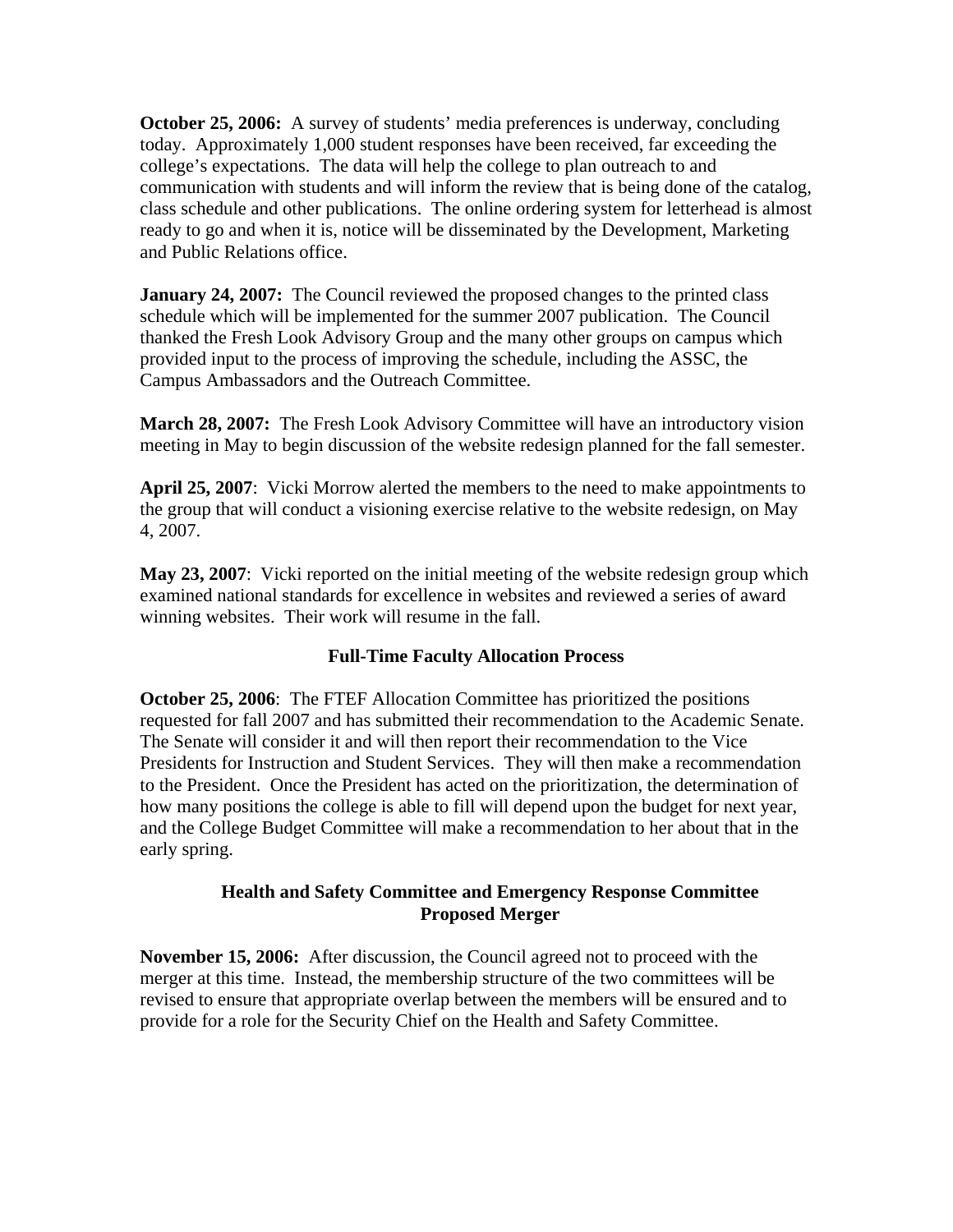**October 25, 2006:** A survey of students' media preferences is underway, concluding today. Approximately 1,000 student responses have been received, far exceeding the college's expectations. The data will help the college to plan outreach to and communication with students and will inform the review that is being done of the catalog, class schedule and other publications. The online ordering system for letterhead is almost ready to go and when it is, notice will be disseminated by the Development, Marketing and Public Relations office.

**January 24, 2007:** The Council reviewed the proposed changes to the printed class schedule which will be implemented for the summer 2007 publication. The Council thanked the Fresh Look Advisory Group and the many other groups on campus which provided input to the process of improving the schedule, including the ASSC, the Campus Ambassadors and the Outreach Committee.

**March 28, 2007:** The Fresh Look Advisory Committee will have an introductory vision meeting in May to begin discussion of the website redesign planned for the fall semester.

**April 25, 2007**: Vicki Morrow alerted the members to the need to make appointments to the group that will conduct a visioning exercise relative to the website redesign, on May 4, 2007.

**May 23, 2007**: Vicki reported on the initial meeting of the website redesign group which examined national standards for excellence in websites and reviewed a series of award winning websites. Their work will resume in the fall.

### Full-Time Faculty Allocation Process

**October 25, 2006**: The FTEF Allocation Committee has prioritized the positions requested for fall 2007 and has submitted their recommendation to the Academic Senate. The Senate will consider it and will then report their recommendation to the Vice Presidents for Instruction and Student Services. They will then make a recommendation to the President. Once the President has acted on the prioritization, the determination of how many positions the college is able to fill will depend upon the budget for next year, and the College Budget Committee will make a recommendation to her about that in the early spring.

### Health and Safety Committee and Emergency Response Committee Proposed Merger

**November 15, 2006:** After discussion, the Council agreed not to proceed with the merger at this time. Instead, the membership structure of the two committees will be revised to ensure that appropriate overlap between the members will be ensured and to provide for a role for the Security Chief on the Health and Safety Committee.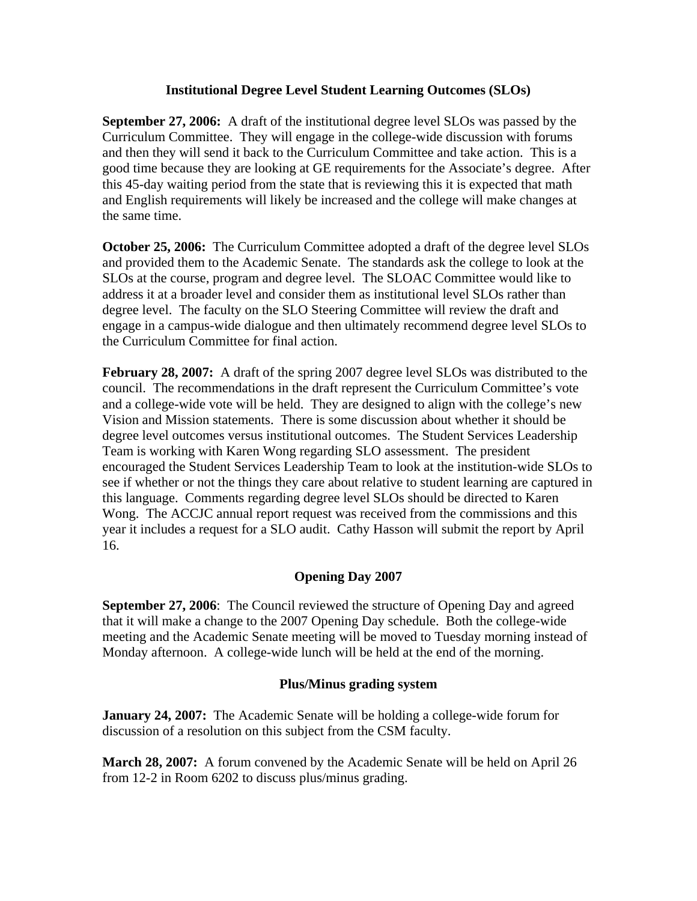## Institutional Degree Level Student Learning Outcomes (SLOs)

**September 27, 2006:** A draft of the institutional degree level SLOs was passed by the Curriculum Committee. They will engage in the college-wide discussion with forums and then they will send it back to the Curriculum Committee and take action. This is a good time because they are looking at GE requirements for the Associate's degree. After this 45-day waiting period from the state that is reviewing this it is expected that math and English requirements will likely be increased and the college will make changes at the same time.

**October 25, 2006:** The Curriculum Committee adopted a draft of the degree level SLOs and provided them to the Academic Senate. The standards ask the college to look at the SLOs at the course, program and degree level. The SLOAC Committee would like to address it at a broader level and consider them as institutional level SLOs rather than degree level. The faculty on the SLO Steering Committee will review the draft and engage in a campus-wide dialogue and then ultimately recommend degree level SLOs to the Curriculum Committee for final action.

**February 28, 2007:** A draft of the spring 2007 degree level SLOs was distributed to the council. The recommendations in the draft represent the Curriculum Committee's vote and a college-wide vote will be held. They are designed to align with the college's new Vision and Mission statements. There is some discussion about whether it should be degree level outcomes versus institutional outcomes. The Student Services Leadership Team is working with Karen Wong regarding SLO assessment. The president encouraged the Student Services Leadership Team to look at the institution-wide SLOs to see if whether or not the things they care about relative to student learning are captured in this language. Comments regarding degree level SLOs should be directed to Karen Wong. The ACCJC annual report request was received from the commissions and this year it includes a request for a SLO audit. Cathy Hasson will submit the report by April 16.

## Opening Day 2007

**September 27, 2006**: The Council reviewed the structure of Opening Day and agreed that it will make a change to the 2007 Opening Day schedule. Both the college-wide meeting and the Academic Senate meeting will be moved to Tuesday morning instead of Monday afternoon. A college-wide lunch will be held at the end of the morning.

## Plus/Minus grading system

**January 24, 2007:** The Academic Senate will be holding a college-wide forum for discussion of a resolution on this subject from the CSM faculty.

**March 28, 2007:** A forum convened by the Academic Senate will be held on April 26 from 12-2 in Room 6202 to discuss plus/minus grading.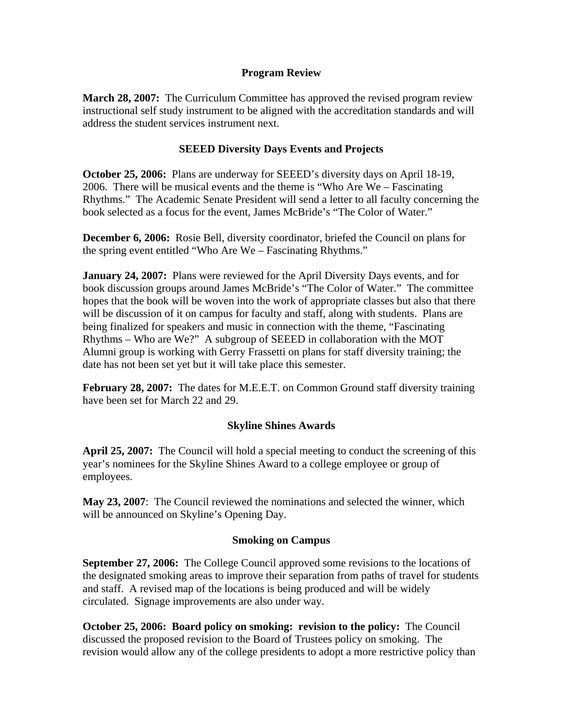## Program Review

**March 28, 2007:** The Curriculum Committee has approved the revised program review instructional self study instrument to be aligned with the accreditation standards and will address the student services instrument next.

## SEEED Diversity Days Events and Projects

**October 25, 2006:** Plans are underway for SEEED's diversity days on April 18-19, 2006. There will be musical events and the theme is "Who Are We – Fascinating Rhythms." The Academic Senate President will send a letter to all faculty concerning the book selected as a focus for the event, James McBride's "The Color of Water."

**December 6, 2006:** Rosie Bell, diversity coordinator, briefed the Council on plans for the spring event entitled "Who Are We – Fascinating Rhythms."

**January 24, 2007:** Plans were reviewed for the April Diversity Days events, and for book discussion groups around James McBride's "The Color of Water." The committee hopes that the book will be woven into the work of appropriate classes but also that there will be discussion of it on campus for faculty and staff, along with students. Plans are being finalized for speakers and music in connection with the theme, "Fascinating Rhythms – Who are We?" A subgroup of SEEED in collaboration with the MOT Alumni group is working with Gerry Frassetti on plans for staff diversity training; the date has not been set yet but it will take place this semester.

**February 28, 2007:** The dates for M.E.E.T. on Common Ground staff diversity training have been set for March 22 and 29.

## Skyline Shines Awards

**April 25, 2007:** The Council will hold a special meeting to conduct the screening of this year's nominees for the Skyline Shines Award to a college employee or group of employees.

**May 23, 2007**: The Council reviewed the nominations and selected the winner, which will be announced on Skyline's Opening Day.

## Smoking on Campus

**September 27, 2006:** The College Council approved some revisions to the locations of the designated smoking areas to improve their separation from paths of travel for students and staff. A revised map of the locations is being produced and will be widely circulated. Signage improvements are also under way.

**October 25, 2006: Board policy on smoking: revision to the policy:** The Council discussed the proposed revision to the Board of Trustees policy on smoking. The revision would allow any of the college presidents to adopt a more restrictive policy than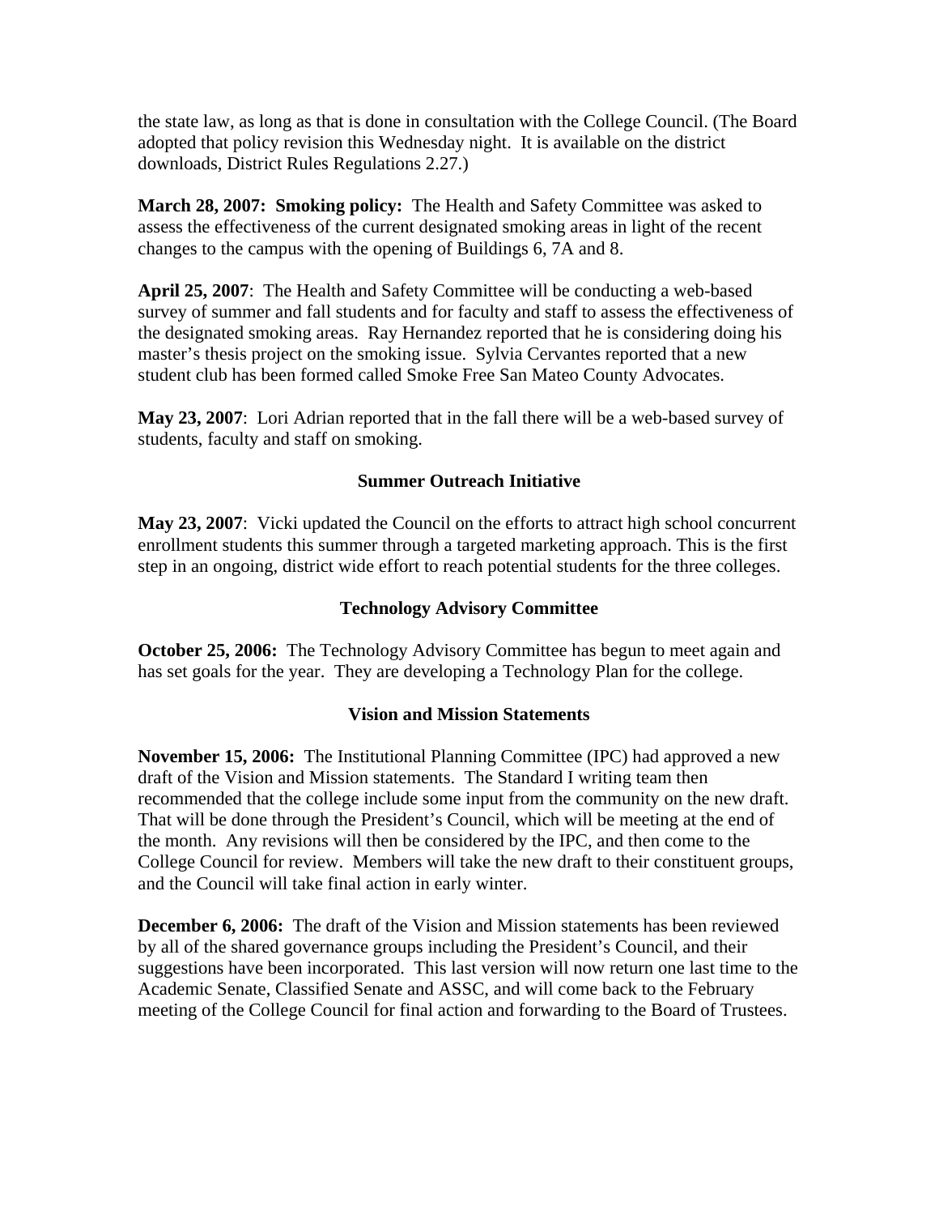the state law, as long as that is done in consultation with the College Council. (The Board adopted that policy revision this Wednesday night. It is available on the district downloads, District Rules Regulations 2.27.)

**March 28, 2007: Smoking policy:** The Health and Safety Committee was asked to assess the effectiveness of the current designated smoking areas in light of the recent changes to the campus with the opening of Buildings 6, 7A and 8.

**April 25, 2007**: The Health and Safety Committee will be conducting a web-based survey of summer and fall students and for faculty and staff to assess the effectiveness of the designated smoking areas. Ray Hernandez reported that he is considering doing his master's thesis project on the smoking issue. Sylvia Cervantes reported that a new student club has been formed called Smoke Free San Mateo County Advocates.

**May 23, 2007**: Lori Adrian reported that in the fall there will be a web-based survey of students, faculty and staff on smoking.

### Summer Outreach Initiative

**May 23, 2007**: Vicki updated the Council on the efforts to attract high school concurrent enrollment students this summer through a targeted marketing approach. This is the first step in an ongoing, district wide effort to reach potential students for the three colleges.

### Technology Advisory Committee

**October 25, 2006:** The Technology Advisory Committee has begun to meet again and has set goals for the year. They are developing a Technology Plan for the college.

### Vision and Mission Statements

**November 15, 2006:** The Institutional Planning Committee (IPC) had approved a new draft of the Vision and Mission statements. The Standard I writing team then recommended that the college include some input from the community on the new draft. That will be done through the President's Council, which will be meeting at the end of the month. Any revisions will then be considered by the IPC, and then come to the College Council for review. Members will take the new draft to their constituent groups, and the Council will take final action in early winter.

**December 6, 2006:** The draft of the Vision and Mission statements has been reviewed by all of the shared governance groups including the President's Council, and their suggestions have been incorporated. This last version will now return one last time to the Academic Senate, Classified Senate and ASSC, and will come back to the February meeting of the College Council for final action and forwarding to the Board of Trustees.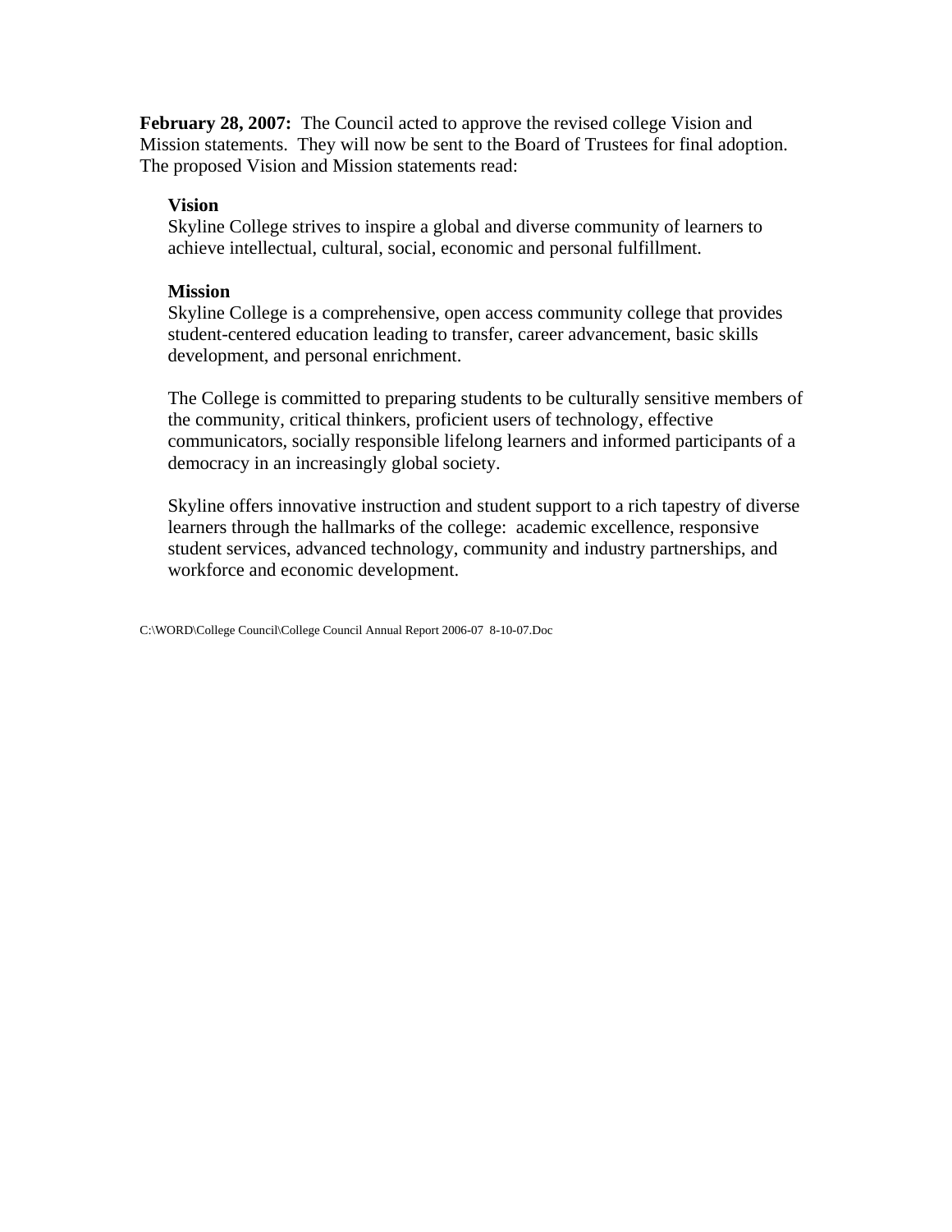**February 28, 2007:** The Council acted to approve the revised college Vision and Mission statements. They will now be sent to the Board of Trustees for final adoption. The proposed Vision and Mission statements read:

**Vision**
Skyline College strives to inspire a global and diverse community of learners to achieve intellectual, cultural, social, economic and personal fulfillment.

**Mission**
Skyline College is a comprehensive, open access community college that provides student-centered education leading to transfer, career advancement, basic skills development, and personal enrichment.

The College is committed to preparing students to be culturally sensitive members of the community, critical thinkers, proficient users of technology, effective communicators, socially responsible lifelong learners and informed participants of a democracy in an increasingly global society.

Skyline offers innovative instruction and student support to a rich tapestry of diverse learners through the hallmarks of the college: academic excellence, responsive student services, advanced technology, community and industry partnerships, and workforce and economic development.

C:\WORD\College Council\College Council Annual Report 2006-07 8-10-07.Doc